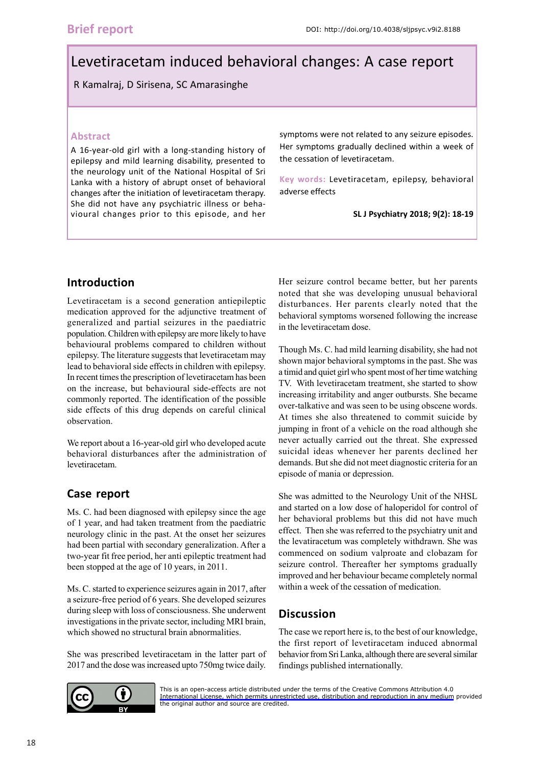Brief report

DOI: http://doi.org/10.4038/sljpsyc.v9i2.8188

# Levetiracetam induced behavioral changes: A case report

R Kamalraj, D Sirisena, SC Amarasinghe

## Abstract

A 16-year-old girl with a long-standing history of epilepsy and mild learning disability, presented to the neurology unit of the National Hospital of Sri Lanka with a history of abrupt onset of behavioral changes after the initiation of levetiracetam therapy. She did not have any psychiatric illness or behavioural changes prior to this episode, and her symptoms were not related to any seizure episodes. Her symptoms gradually declined within a week of the cessation of levetiracetam.

**Key words:** Levetiracetam, epilepsy, behavioral adverse effects

**SL J Psychiatry 2018; 9(2): 18-19**

## Introduction

Levetiracetam is a second generation antiepileptic medication approved for the adjunctive treatment of generalized and partial seizures in the paediatric population. Children with epilepsy are more likely to have behavioural problems compared to children without epilepsy. The literature suggests that levetiracetam may lead to behavioral side effects in children with epilepsy. In recent times the prescription of levetiracetam has been on the increase, but behavioural side-effects are not commonly reported. The identification of the possible side effects of this drug depends on careful clinical observation.

We report about a 16-year-old girl who developed acute behavioral disturbances after the administration of levetiracetam.

## Case report

Ms. C. had been diagnosed with epilepsy since the age of 1 year, and had taken treatment from the paediatric neurology clinic in the past. At the onset her seizures had been partial with secondary generalization. After a two-year fit free period, her anti epileptic treatment had been stopped at the age of 10 years, in 2011.

Ms. C. started to experience seizures again in 2017, after a seizure-free period of 6 years. She developed seizures during sleep with loss of consciousness. She underwent investigations in the private sector, including MRI brain, which showed no structural brain abnormalities.

She was prescribed levetiracetam in the latter part of 2017 and the dose was increased upto 750mg twice daily. Her seizure control became better, but her parents noted that she was developing unusual behavioral disturbances. Her parents clearly noted that the behavioral symptoms worsened following the increase in the levetiracetam dose.

Though Ms. C. had mild learning disability, she had not shown major behavioral symptoms in the past. She was a timid and quiet girl who spent most of her time watching TV. With levetiracetam treatment, she started to show increasing irritability and anger outbursts. She became over-talkative and was seen to be using obscene words. At times she also threatened to commit suicide by jumping in front of a vehicle on the road although she never actually carried out the threat. She expressed suicidal ideas whenever her parents declined her demands. But she did not meet diagnostic criteria for an episode of mania or depression.

She was admitted to the Neurology Unit of the NHSL and started on a low dose of haloperidol for control of her behavioral problems but this did not have much effect. Then she was referred to the psychiatry unit and the levatiracetum was completely withdrawn. She was commenced on sodium valproate and clobazam for seizure control. Thereafter her symptoms gradually improved and her behaviour became completely normal within a week of the cessation of medication.

## Discussion

The case we report here is, to the best of our knowledge, the first report of levetiracetam induced abnormal behavior from Sri Lanka, although there are several similar findings published internationally.

This is an open-access article distributed under the terms of the Creative Commons Attribution 4.0 International License, which permits unrestricted use, distribution and reproduction in any medium provided the original author and source are credited.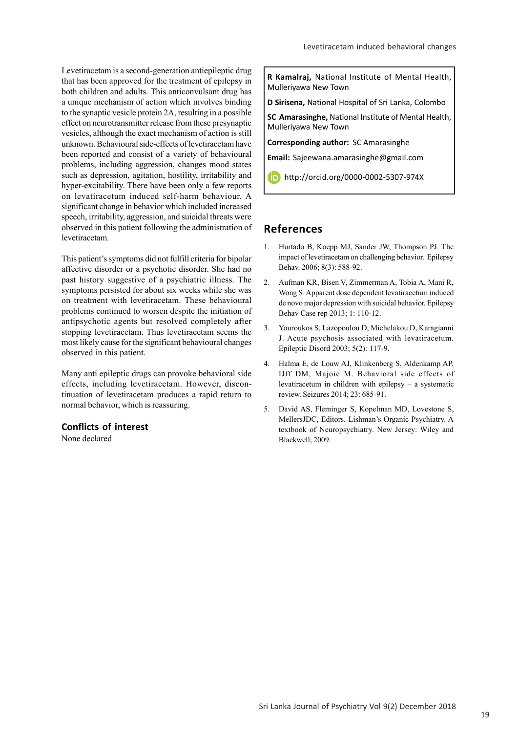Levetiracetam is a second-generation antiepileptic drug that has been approved for the treatment of epilepsy in both children and adults. This anticonvulsant drug has a unique mechanism of action which involves binding to the synaptic vesicle protein 2A, resulting in a possible effect on neurotransmitter release from these presynaptic vesicles, although the exact mechanism of action is still unknown. Behavioural side-effects of levetiracetam have been reported and consist of a variety of behavioural problems, including aggression, changes mood states such as depression, agitation, hostility, irritability and hyper-excitability. There have been only a few reports on levatiracetum induced self-harm behaviour. A significant change in behavior which included increased speech, irritability, aggression, and suicidal threats were observed in this patient following the administration of levetiracetam.

This patient's symptoms did not fulfill criteria for bipolar affective disorder or a psychotic disorder. She had no past history suggestive of a psychiatric illness. The symptoms persisted for about six weeks while she was on treatment with levetiracetam. These behavioural problems continued to worsen despite the initiation of antipsychotic agents but resolved completely after stopping levetiracetam. Thus levetiracetam seems the most likely cause for the significant behavioural changes observed in this patient.

Many anti epileptic drugs can provoke behavioral side effects, including levetiracetam. However, discontinuation of levetiracetam produces a rapid return to normal behavior, which is reassuring.

### Conflicts of interest

None declared

**R Kamalraj,** National Institute of Mental Health, Mulleriyawa New Town

**D Sirisena,** National Hospital of Sri Lanka, Colombo

**SC Amarasinghe,** National Institute of Mental Health, Mulleriyawa New Town

**Corresponding author:** SC Amarasinghe

**Email:** Sajeewana.amarasinghe@gmail.com

http://orcid.org/0000-0002-5307-974X

## References

1. Hurtado B, Koepp MJ, Sander JW, Thompson PJ. The impact of levetiracetam on challenging behavior. Epilepsy Behav. 2006; 8(3): 588-92.
2. Aufman KR, Bisen V, Zimmerman A, Tobia A, Mani R, Wong S. Apparent dose dependent levatiracetum induced de novo major depression with suicidal behavior. Epilepsy Behav Case rep 2013; 1: 110-12.
3. Youroukos S, Lazopoulou D, Michelakou D, Karagianni J. Acute psychosis associated with levatiracetum. Epileptic Disord 2003; 5(2): 117-9.
4. Halma E, de Louw AJ, Klinkenberg S, Aldenkamp AP, IJff DM, Majoie M. Behavioral side effects of levatiracetum in children with epilepsy – a systematic review. Seizures 2014; 23: 685-91.
5. David AS, Fleminger S, Kopelman MD, Lovestone S, MellersJDC, Editors. Lishman's Organic Psychiatry. A textbook of Neuropsychiatry. New Jersey: Wiley and Blackwell; 2009.